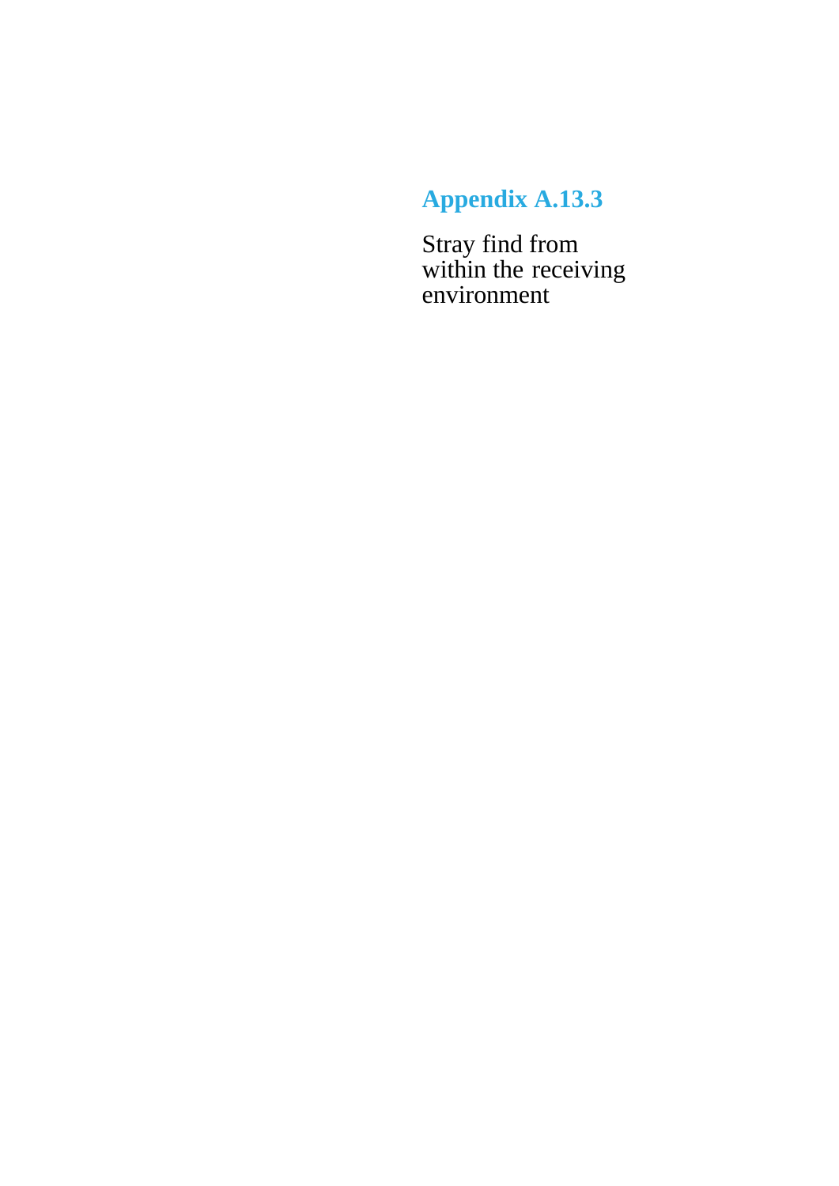# Appendix A.13.3

Stray find from within the receiving environment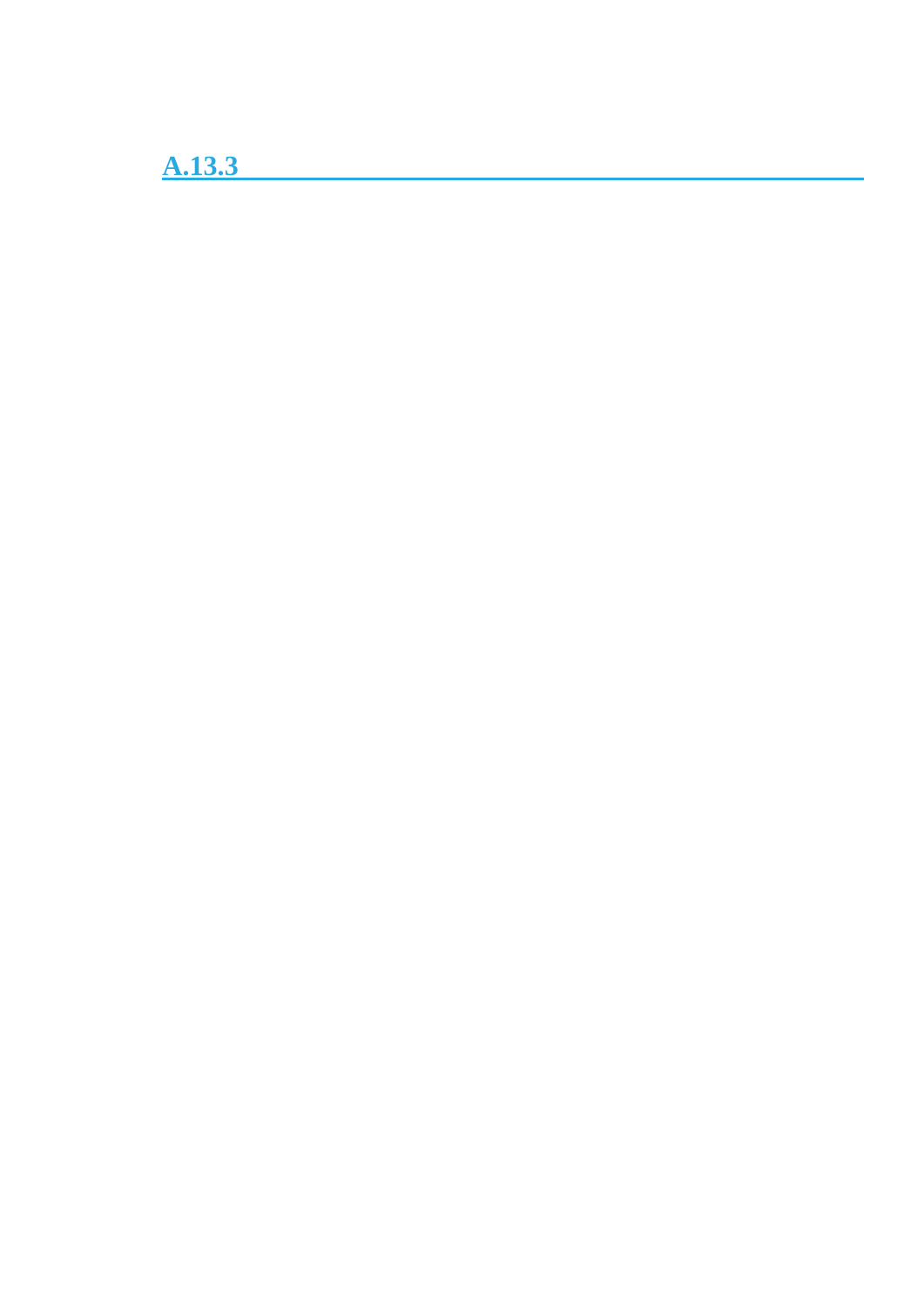## A.13.3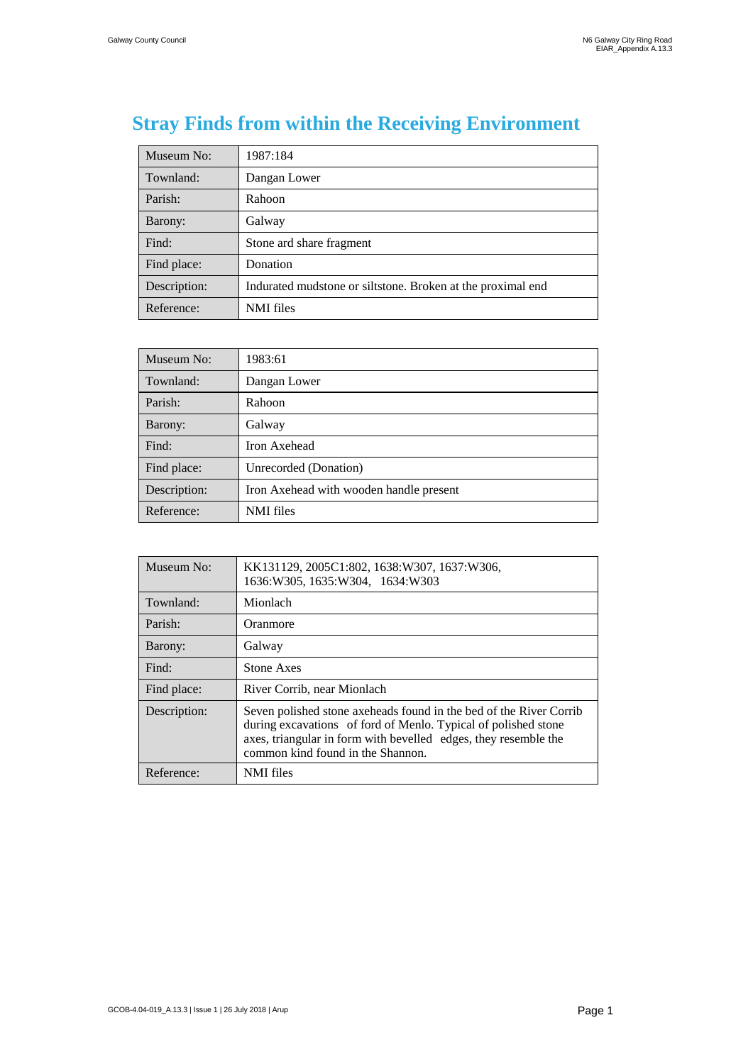# Stray Finds from within the Receiving Environment

| Museum No: | 1987:184 |
|---|---|
| Townland: | Dangan Lower |
| Parish: | Rahoon |
| Barony: | Galway |
| Find: | Stone ard share fragment |
| Find place: | Donation |
| Description: | Indurated mudstone or siltstone. Broken at the proximal end |
| Reference: | NMI files |

| Museum No: | 1983:61 |
|---|---|
| Townland: | Dangan Lower |
| Parish: | Rahoon |
| Barony: | Galway |
| Find: | Iron Axehead |
| Find place: | Unrecorded (Donation) |
| Description: | Iron Axehead with wooden handle present |
| Reference: | NMI files |

| Museum No: | KK131129, 2005C1:802, 1638:W307, 1637:W306, 1636:W305, 1635:W304, 1634:W303 |
|---|---|
| Townland: | Mionlach |
| Parish: | Oranmore |
| Barony: | Galway |
| Find: | Stone Axes |
| Find place: | River Corrib, near Mionlach |
| Description: | Seven polished stone axeheads found in the bed of the River Corrib during excavations of ford of Menlo. Typical of polished stone axes, triangular in form with bevelled edges, they resemble the common kind found in the Shannon. |
| Reference: | NMI files |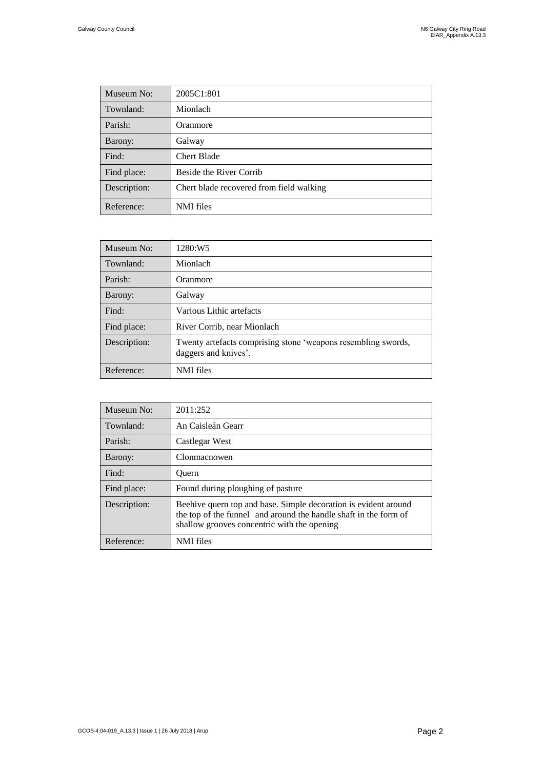| | |
|---|---|
| Museum No: | 2005C1:801 |
| Townland: | Mionlach |
| Parish: | Oranmore |
| Barony: | Galway |
| Find: | Chert Blade |
| Find place: | Beside the River Corrib |
| Description: | Chert blade recovered from field walking |
| Reference: | NMI files |

| | |
|---|---|
| Museum No: | 1280:W5 |
| Townland: | Mionlach |
| Parish: | Oranmore |
| Barony: | Galway |
| Find: | Various Lithic artefacts |
| Find place: | River Corrib, near Mionlach |
| Description: | Twenty artefacts comprising stone 'weapons resembling swords, daggers and knives'. |
| Reference: | NMI files |

| | |
|---|---|
| Museum No: | 2011:252 |
| Townland: | An Caisleán Gearr |
| Parish: | Castlegar West |
| Barony: | Clonmacnowen |
| Find: | Quern |
| Find place: | Found during ploughing of pasture |
| Description: | Beehive quern top and base. Simple decoration is evident around the top of the funnel and around the handle shaft in the form of shallow grooves concentric with the opening |
| Reference: | NMI files |